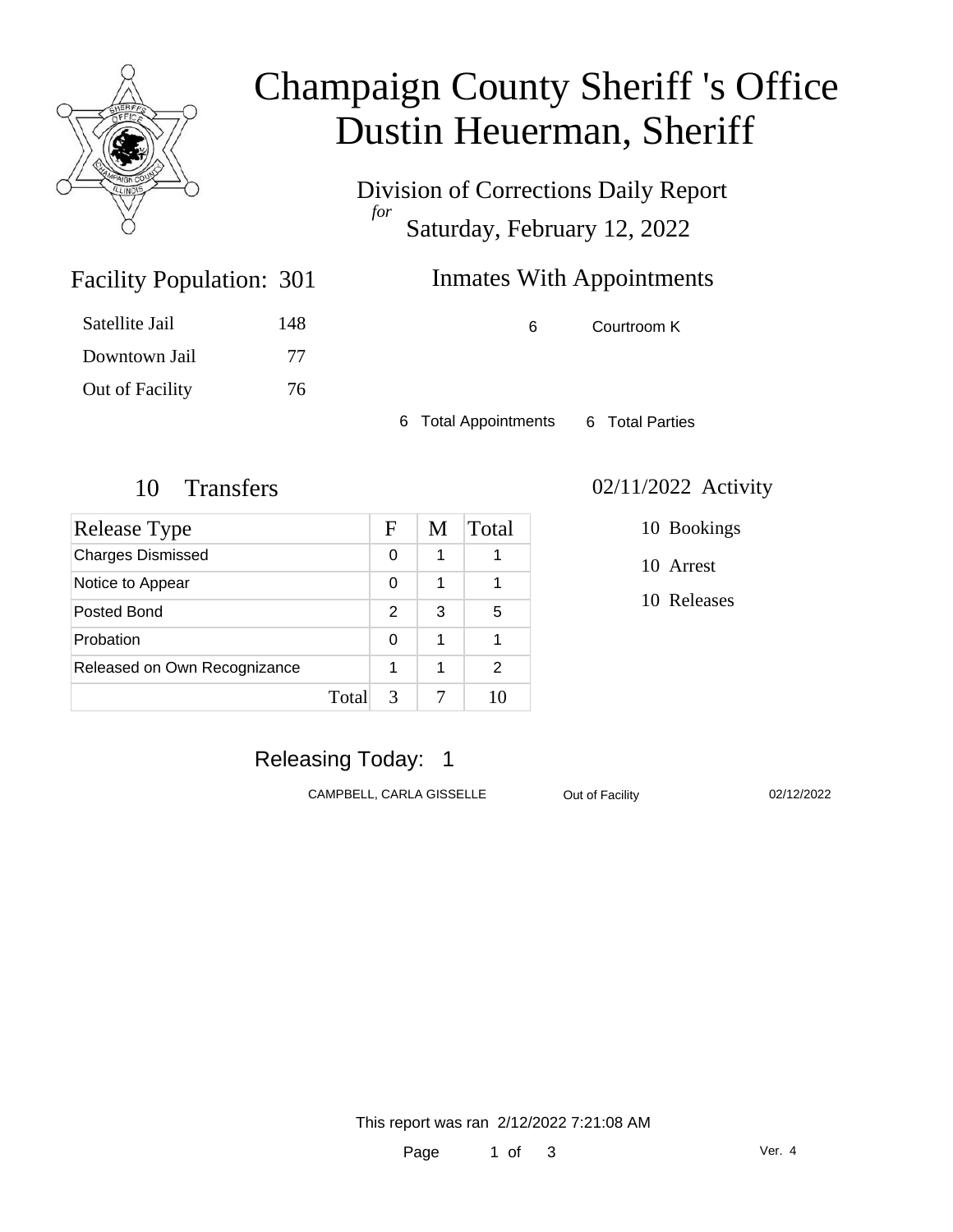# Champaign County Sheriff 's Office
# Dustin Heuerman, Sheriff

Division of Corrections Daily Report
*for*
Saturday, February 12, 2022

## Facility Population: 301

| | |
|---|---|
| Satellite Jail | 148 |
| Downtown Jail | 77 |
| Out of Facility | 76 |

## Inmates With Appointments

| | |
|---|---|
| 6 | Courtroom K |

6 Total Appointments    6 Total Parties

## 10 Transfers

| Release Type | F | M | Total |
|---|---|---|---|
| Charges Dismissed | 0 | 1 | 1 |
| Notice to Appear | 0 | 1 | 1 |
| Posted Bond | 2 | 3 | 5 |
| Probation | 0 | 1 | 1 |
| Released on Own Recognizance | 1 | 1 | 2 |
| Total | 3 | 7 | 10 |

## 02/11/2022 Activity

10 Bookings

10 Arrest

10 Releases

## Releasing Today: 1

| | | |
|---|---|---|
| CAMPBELL, CARLA GISSELLE | Out of Facility | 02/12/2022 |

This report was ran 2/12/2022 7:21:08 AM

Ver. 4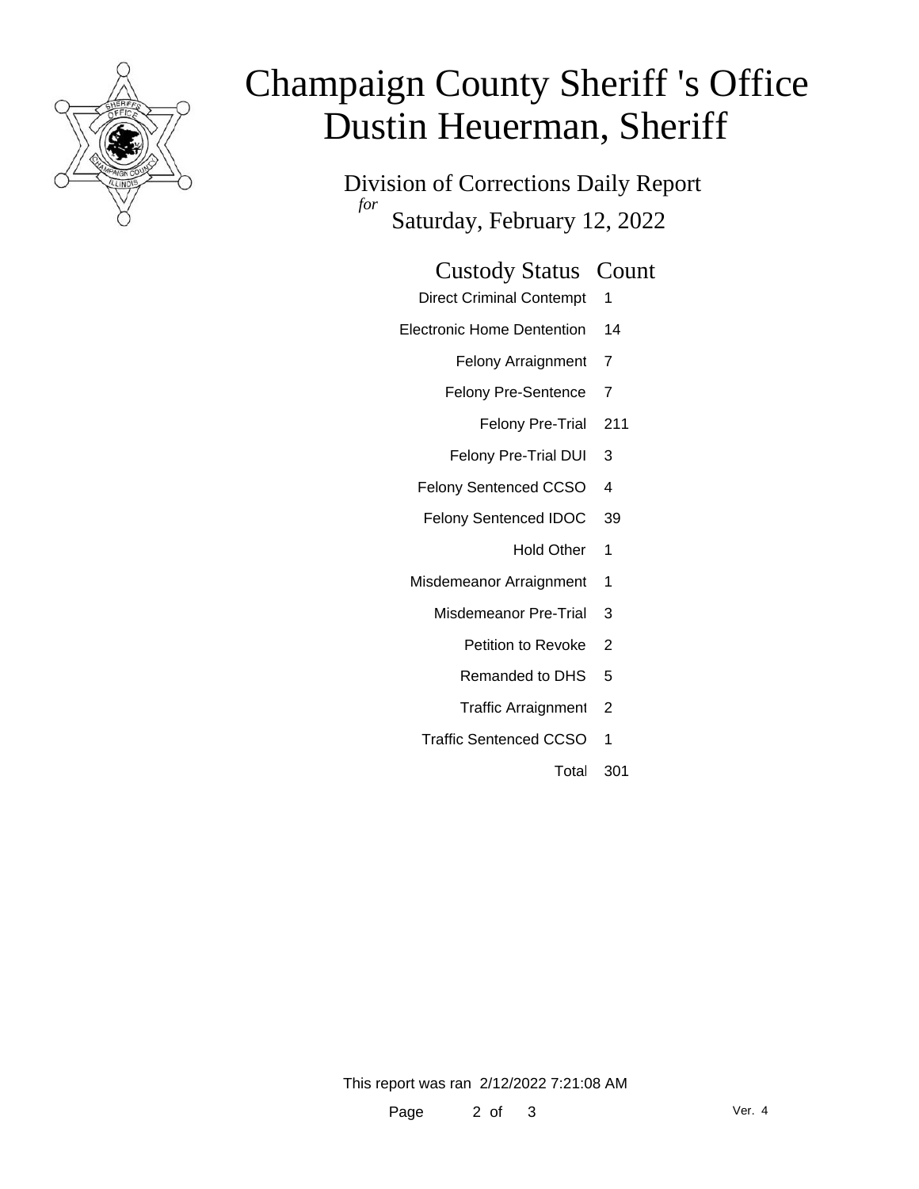# Champaign County Sheriff 's Office
# Dustin Heuerman, Sheriff

Division of Corrections Daily Report
*for*
Saturday, February 12, 2022

| Custody Status | Count |
|---|---|
| Direct Criminal Contempt | 1 |
| Electronic Home Dentention | 14 |
| Felony Arraignment | 7 |
| Felony Pre-Sentence | 7 |
| Felony Pre-Trial | 211 |
| Felony Pre-Trial DUI | 3 |
| Felony Sentenced CCSO | 4 |
| Felony Sentenced IDOC | 39 |
| Hold Other | 1 |
| Misdemeanor Arraignment | 1 |
| Misdemeanor Pre-Trial | 3 |
| Petition to Revoke | 2 |
| Remanded to DHS | 5 |
| Traffic Arraignment | 2 |
| Traffic Sentenced CCSO | 1 |
| Total | 301 |

This report was ran 2/12/2022 7:21:08 AM

Ver. 4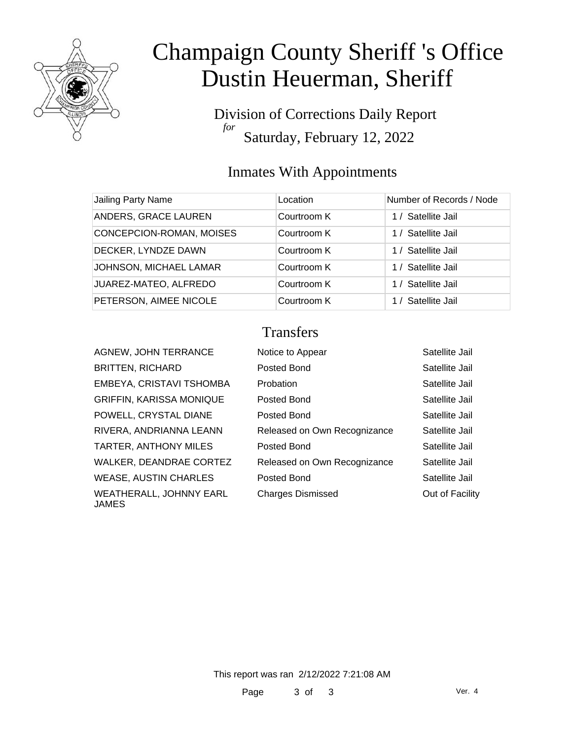# Champaign County Sheriff 's Office
# Dustin Heuerman, Sheriff

Division of Corrections Daily Report
*for*
Saturday, February 12, 2022

## Inmates With Appointments

| Jailing Party Name | Location | Number of Records / Node |
|---|---|---|
| ANDERS, GRACE LAUREN | Courtroom K | 1 / Satellite Jail |
| CONCEPCION-ROMAN, MOISES | Courtroom K | 1 / Satellite Jail |
| DECKER, LYNDZE DAWN | Courtroom K | 1 / Satellite Jail |
| JOHNSON, MICHAEL LAMAR | Courtroom K | 1 / Satellite Jail |
| JUAREZ-MATEO, ALFREDO | Courtroom K | 1 / Satellite Jail |
| PETERSON, AIMEE NICOLE | Courtroom K | 1 / Satellite Jail |

## Transfers

| | | |
|---|---|---|
| AGNEW, JOHN TERRANCE | Notice to Appear | Satellite Jail |
| BRITTEN, RICHARD | Posted Bond | Satellite Jail |
| EMBEYA, CRISTAVI TSHOMBA | Probation | Satellite Jail |
| GRIFFIN, KARISSA MONIQUE | Posted Bond | Satellite Jail |
| POWELL, CRYSTAL DIANE | Posted Bond | Satellite Jail |
| RIVERA, ANDRIANNA LEANN | Released on Own Recognizance | Satellite Jail |
| TARTER, ANTHONY MILES | Posted Bond | Satellite Jail |
| WALKER, DEANDRAE CORTEZ | Released on Own Recognizance | Satellite Jail |
| WEASE, AUSTIN CHARLES | Posted Bond | Satellite Jail |
| WEATHERALL, JOHNNY EARL JAMES | Charges Dismissed | Out of Facility |

This report was ran 2/12/2022 7:21:08 AM

Ver. 4